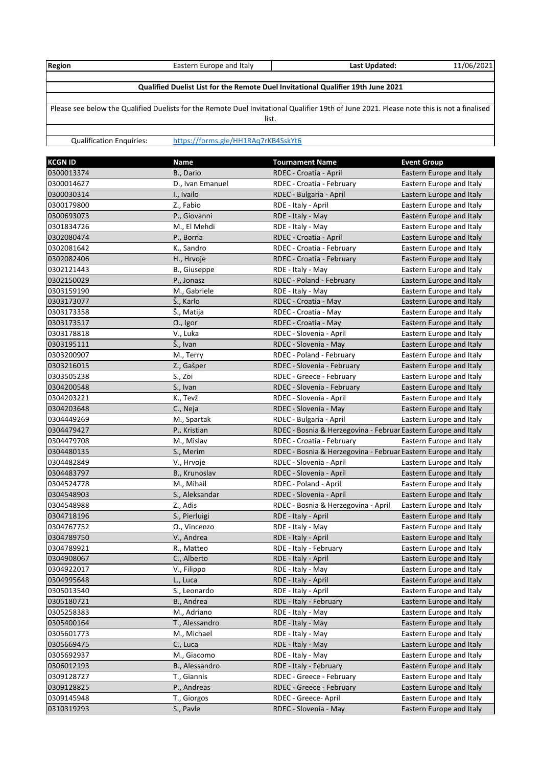| Region | Eastern Europe and Italy | Last Updated: | 11/06/2021 |
|---|---|---|---|

**Qualified Duelist List for the Remote Duel Invitational Qualifier 19th June 2021**

Please see below the Qualified Duelists for the Remote Duel Invitational Qualifier 19th of June 2021. Please note this is not a finalised list.

Qualification Enquiries: https://forms.gle/HH1RAq7rKB4SskYt6

| KCGN ID | Name | Tournament Name | Event Group |
|---|---|---|---|
| 0300013374 | B., Dario | RDEC - Croatia - April | Eastern Europe and Italy |
| 0300014627 | D., Ivan Emanuel | RDEC - Croatia - February | Eastern Europe and Italy |
| 0300030314 | I., Ivailo | RDEC - Bulgaria - April | Eastern Europe and Italy |
| 0300179800 | Z., Fabio | RDE - Italy - April | Eastern Europe and Italy |
| 0300693073 | P., Giovanni | RDE - Italy - May | Eastern Europe and Italy |
| 0301834726 | M., El Mehdi | RDE - Italy - May | Eastern Europe and Italy |
| 0302080474 | P., Borna | RDEC - Croatia - April | Eastern Europe and Italy |
| 0302081642 | K., Sandro | RDEC - Croatia - February | Eastern Europe and Italy |
| 0302082406 | H., Hrvoje | RDEC - Croatia - February | Eastern Europe and Italy |
| 0302121443 | B., Giuseppe | RDE - Italy - May | Eastern Europe and Italy |
| 0302150029 | P., Jonasz | RDEC - Poland - February | Eastern Europe and Italy |
| 0303159190 | M., Gabriele | RDE - Italy - May | Eastern Europe and Italy |
| 0303173077 | Š., Karlo | RDEC - Croatia - May | Eastern Europe and Italy |
| 0303173358 | Š., Matija | RDEC - Croatia - May | Eastern Europe and Italy |
| 0303173517 | O., Igor | RDEC - Croatia - May | Eastern Europe and Italy |
| 0303178818 | V., Luka | RDEC - Slovenia - April | Eastern Europe and Italy |
| 0303195111 | Š., Ivan | RDEC - Slovenia - May | Eastern Europe and Italy |
| 0303200907 | M., Terry | RDEC - Poland - February | Eastern Europe and Italy |
| 0303216015 | Z., Gašper | RDEC - Slovenia - February | Eastern Europe and Italy |
| 0303505238 | S., Zoi | RDEC - Greece - February | Eastern Europe and Italy |
| 0304200548 | S., Ivan | RDEC - Slovenia - February | Eastern Europe and Italy |
| 0304203221 | K., Tevž | RDEC - Slovenia - April | Eastern Europe and Italy |
| 0304203648 | C., Neja | RDEC - Slovenia - May | Eastern Europe and Italy |
| 0304449269 | M., Spartak | RDEC - Bulgaria - April | Eastern Europe and Italy |
| 0304479427 | P., Kristian | RDEC - Bosnia & Herzegovina - Februar | Eastern Europe and Italy |
| 0304479708 | M., Mislav | RDEC - Croatia - February | Eastern Europe and Italy |
| 0304480135 | S., Merim | RDEC - Bosnia & Herzegovina - Februar | Eastern Europe and Italy |
| 0304482849 | V., Hrvoje | RDEC - Slovenia - April | Eastern Europe and Italy |
| 0304483797 | B., Krunoslav | RDEC - Slovenia - April | Eastern Europe and Italy |
| 0304524778 | M., Mihail | RDEC - Poland - April | Eastern Europe and Italy |
| 0304548903 | S., Aleksandar | RDEC - Slovenia - April | Eastern Europe and Italy |
| 0304548988 | Z., Adis | RDEC - Bosnia & Herzegovina - April | Eastern Europe and Italy |
| 0304718196 | S., Pierluigi | RDE - Italy - April | Eastern Europe and Italy |
| 0304767752 | O., Vincenzo | RDE - Italy - May | Eastern Europe and Italy |
| 0304789750 | V., Andrea | RDE - Italy - April | Eastern Europe and Italy |
| 0304789921 | R., Matteo | RDE - Italy - February | Eastern Europe and Italy |
| 0304908067 | C., Alberto | RDE - Italy - April | Eastern Europe and Italy |
| 0304922017 | V., Filippo | RDE - Italy - May | Eastern Europe and Italy |
| 0304995648 | L., Luca | RDE - Italy - April | Eastern Europe and Italy |
| 0305013540 | S., Leonardo | RDE - Italy - April | Eastern Europe and Italy |
| 0305180721 | B., Andrea | RDE - Italy - February | Eastern Europe and Italy |
| 0305258383 | M., Adriano | RDE - Italy - May | Eastern Europe and Italy |
| 0305400164 | T., Alessandro | RDE - Italy - May | Eastern Europe and Italy |
| 0305601773 | M., Michael | RDE - Italy - May | Eastern Europe and Italy |
| 0305669475 | C., Luca | RDE - Italy - May | Eastern Europe and Italy |
| 0305692937 | M., Giacomo | RDE - Italy - May | Eastern Europe and Italy |
| 0306012193 | B., Alessandro | RDE - Italy - February | Eastern Europe and Italy |
| 0309128727 | T., Giannis | RDEC - Greece - February | Eastern Europe and Italy |
| 0309128825 | P., Andreas | RDEC - Greece - February | Eastern Europe and Italy |
| 0309145948 | T., Giorgos | RDEC - Greece- April | Eastern Europe and Italy |
| 0310319293 | S., Pavle | RDEC - Slovenia - May | Eastern Europe and Italy |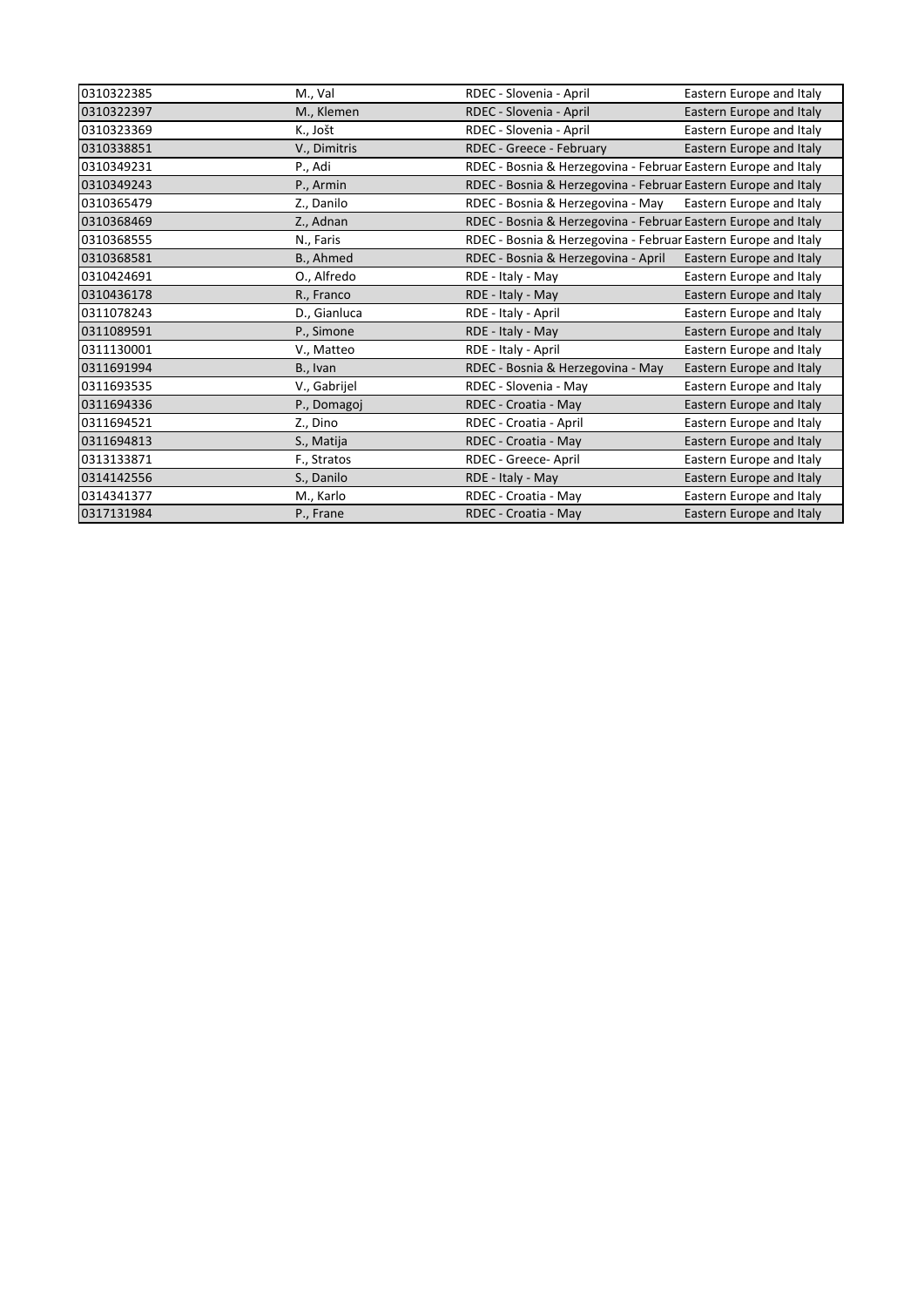| | | | |
|---|---|---|---|
| 0310322385 | M., Val | RDEC - Slovenia - April | Eastern Europe and Italy |
| 0310322397 | M., Klemen | RDEC - Slovenia - April | Eastern Europe and Italy |
| 0310323369 | K., Jošt | RDEC - Slovenia - April | Eastern Europe and Italy |
| 0310338851 | V., Dimitris | RDEC - Greece - February | Eastern Europe and Italy |
| 0310349231 | P., Adi | RDEC - Bosnia & Herzegovina - Februar | Eastern Europe and Italy |
| 0310349243 | P., Armin | RDEC - Bosnia & Herzegovina - Februar | Eastern Europe and Italy |
| 0310365479 | Z., Danilo | RDEC - Bosnia & Herzegovina - May | Eastern Europe and Italy |
| 0310368469 | Z., Adnan | RDEC - Bosnia & Herzegovina - Februar | Eastern Europe and Italy |
| 0310368555 | N., Faris | RDEC - Bosnia & Herzegovina - Februar | Eastern Europe and Italy |
| 0310368581 | B., Ahmed | RDEC - Bosnia & Herzegovina - April | Eastern Europe and Italy |
| 0310424691 | O., Alfredo | RDE - Italy - May | Eastern Europe and Italy |
| 0310436178 | R., Franco | RDE - Italy - May | Eastern Europe and Italy |
| 0311078243 | D., Gianluca | RDE - Italy - April | Eastern Europe and Italy |
| 0311089591 | P., Simone | RDE - Italy - May | Eastern Europe and Italy |
| 0311130001 | V., Matteo | RDE - Italy - April | Eastern Europe and Italy |
| 0311691994 | B., Ivan | RDEC - Bosnia & Herzegovina - May | Eastern Europe and Italy |
| 0311693535 | V., Gabrijel | RDEC - Slovenia - May | Eastern Europe and Italy |
| 0311694336 | P., Domagoj | RDEC - Croatia - May | Eastern Europe and Italy |
| 0311694521 | Z., Dino | RDEC - Croatia - April | Eastern Europe and Italy |
| 0311694813 | S., Matija | RDEC - Croatia - May | Eastern Europe and Italy |
| 0313133871 | F., Stratos | RDEC - Greece- April | Eastern Europe and Italy |
| 0314142556 | S., Danilo | RDE - Italy - May | Eastern Europe and Italy |
| 0314341377 | M., Karlo | RDEC - Croatia - May | Eastern Europe and Italy |
| 0317131984 | P., Frane | RDEC - Croatia - May | Eastern Europe and Italy |